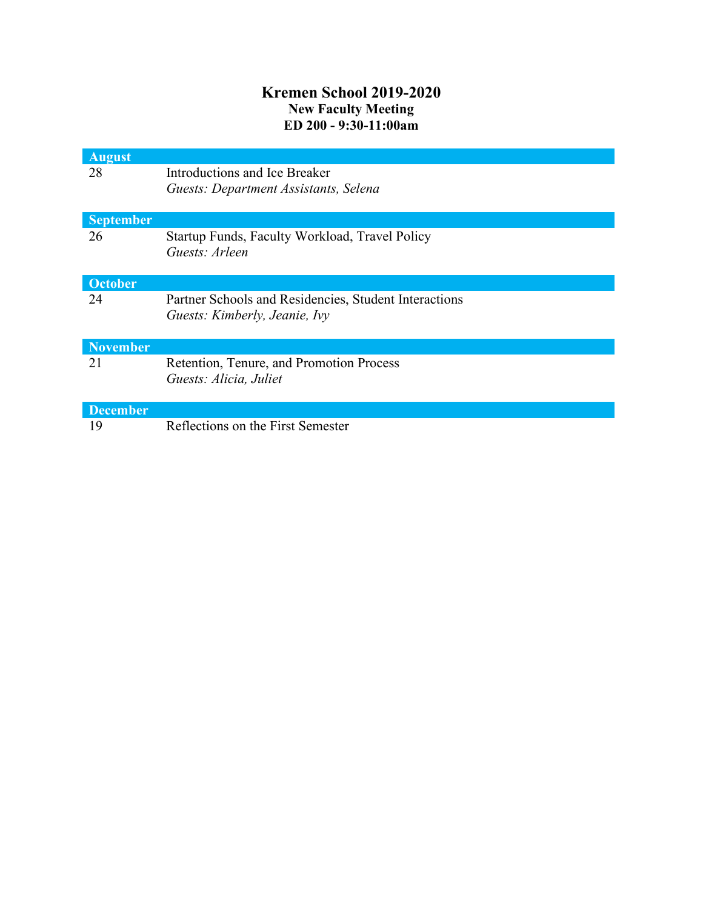# Kremen School 2019-2020

## New Faculty Meeting

## ED 200 - 9:30-11:00am

| **August** | |
|---|---|
| 28 | Introductions and Ice Breaker<br>*Guests: Department Assistants, Selena* |

| **September** | |
|---|---|
| 26 | Startup Funds, Faculty Workload, Travel Policy<br>*Guests: Arleen* |

| **October** | |
|---|---|
| 24 | Partner Schools and Residencies, Student Interactions<br>*Guests: Kimberly, Jeanie, Ivy* |

| **November** | |
|---|---|
| 21 | Retention, Tenure, and Promotion Process<br>*Guests: Alicia, Juliet* |

| **December** | |
|---|---|
| 19 | Reflections on the First Semester |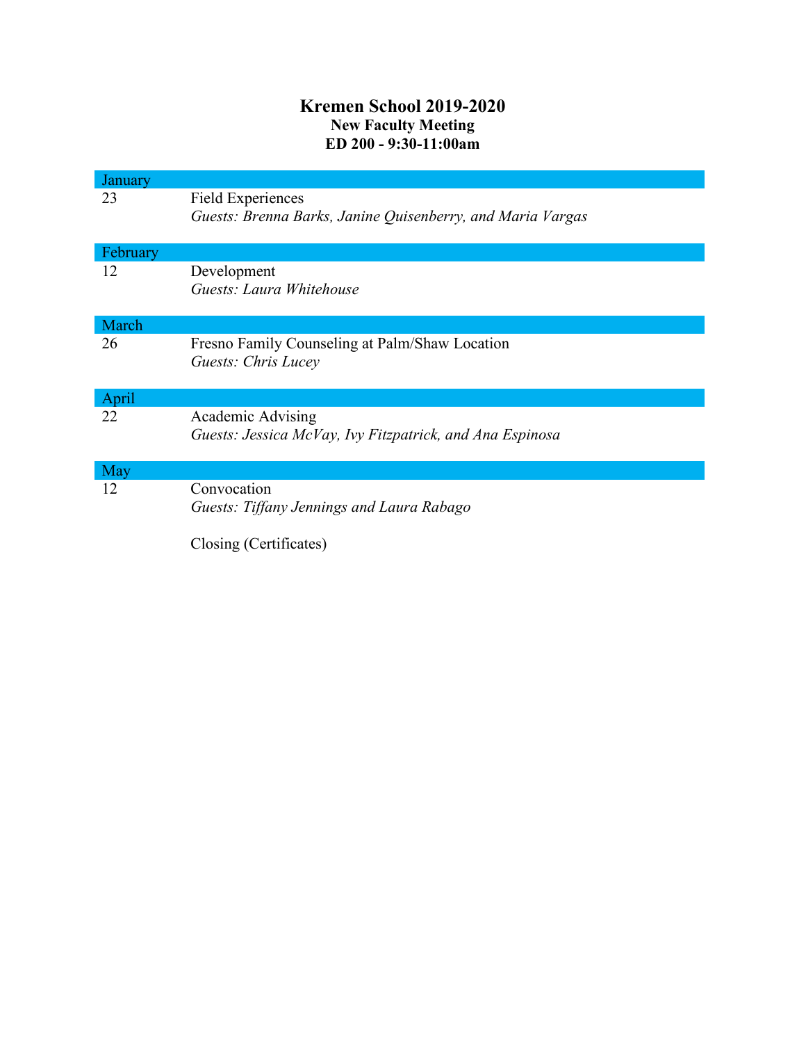# Kremen School 2019-2020

**New Faculty Meeting**

**ED 200 - 9:30-11:00am**

| January | |
|---|---|
| 23 | Field Experiences<br>*Guests: Brenna Barks, Janine Quisenberry, and Maria Vargas* |

| February | |
|---|---|
| 12 | Development<br>*Guests: Laura Whitehouse* |

| March | |
|---|---|
| 26 | Fresno Family Counseling at Palm/Shaw Location<br>*Guests: Chris Lucey* |

| April | |
|---|---|
| 22 | Academic Advising<br>*Guests: Jessica McVay, Ivy Fitzpatrick, and Ana Espinosa* |

| May | |
|---|---|
| 12 | Convocation<br>*Guests: Tiffany Jennings and Laura Rabago*<br><br>Closing (Certificates) |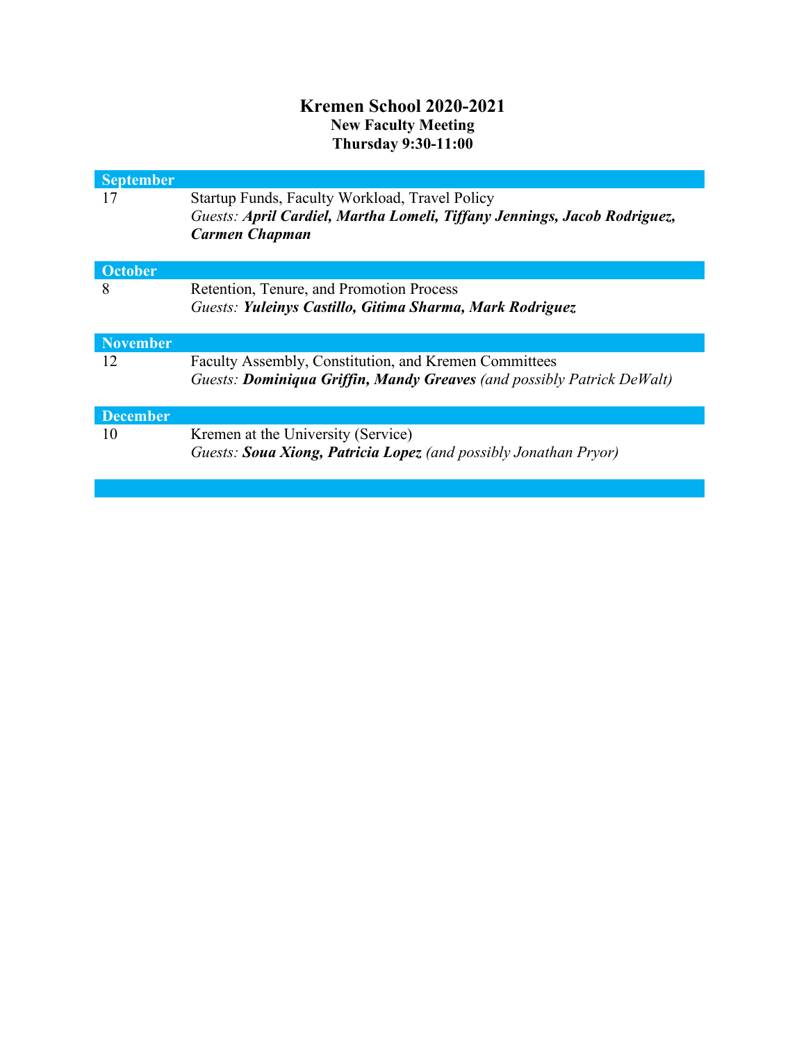# Kremen School 2020-2021

**New Faculty Meeting**
**Thursday 9:30-11:00**

| **September** | |
|---|---|
| 17 | Startup Funds, Faculty Workload, Travel Policy<br>*Guests:* ***April Cardiel, Martha Lomeli, Tiffany Jennings, Jacob Rodriguez, Carmen Chapman*** |
| **October** | |
| 8 | Retention, Tenure, and Promotion Process<br>*Guests:* ***Yuleinys Castillo, Gitima Sharma, Mark Rodriguez*** |
| **November** | |
| 12 | Faculty Assembly, Constitution, and Kremen Committees<br>*Guests:* ***Dominiqua Griffin, Mandy Greaves*** *(and possibly Patrick DeWalt)* |
| **December** | |
| 10 | Kremen at the University (Service)<br>*Guests:* ***Soua Xiong, Patricia Lopez*** *(and possibly Jonathan Pryor)* |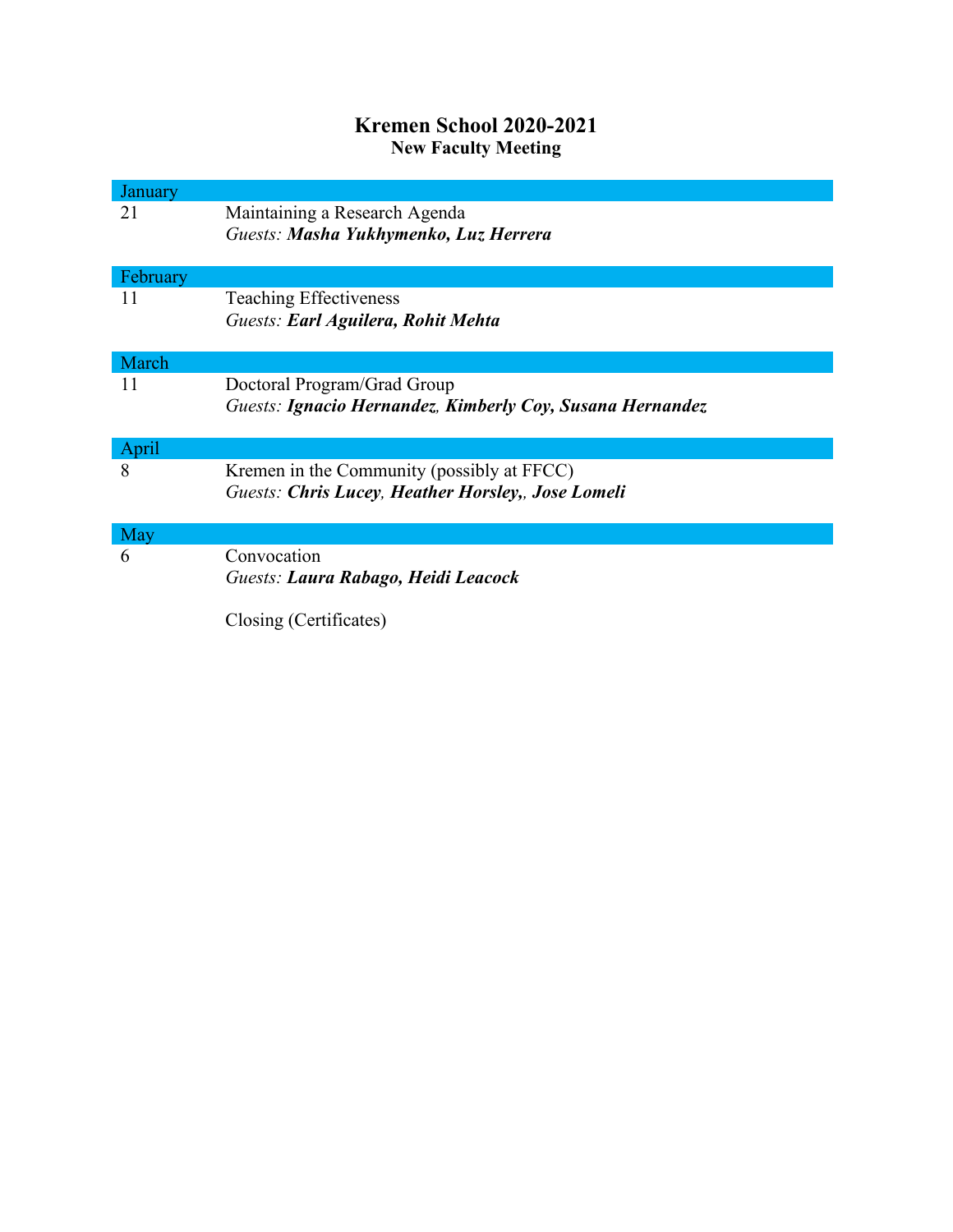# Kremen School 2020-2021

## New Faculty Meeting

| | |
|---|---|
| **January** | |
| 21 | Maintaining a Research Agenda<br>*Guests:* ***Masha Yukhymenko, Luz Herrera*** |
| **February** | |
| 11 | Teaching Effectiveness<br>*Guests:* ***Earl Aguilera, Rohit Mehta*** |
| **March** | |
| 11 | Doctoral Program/Grad Group<br>*Guests:* ***Ignacio Hernandez, Kimberly Coy, Susana Hernandez*** |
| **April** | |
| 8 | Kremen in the Community (possibly at FFCC)<br>*Guests:* ***Chris Lucey, Heather Horsley,, Jose Lomeli*** |
| **May** | |
| 6 | Convocation<br>*Guests:* ***Laura Rabago, Heidi Leacock***<br><br>Closing (Certificates) |